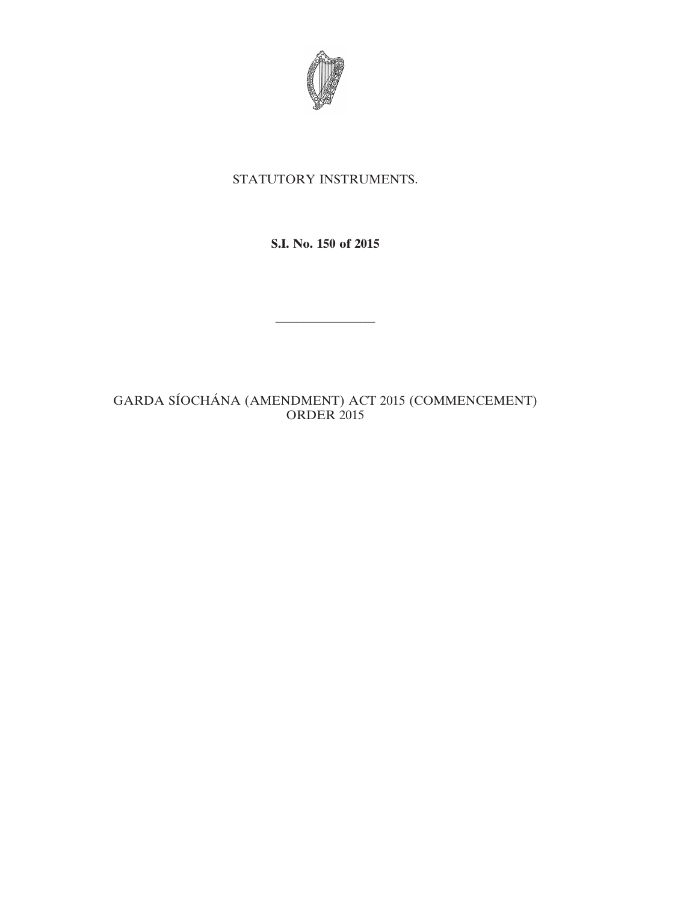STATUTORY INSTRUMENTS.

**S.I. No. 150 of 2015**

---

GARDA SÍOCHÁNA (AMENDMENT) ACT 2015 (COMMENCEMENT) ORDER 2015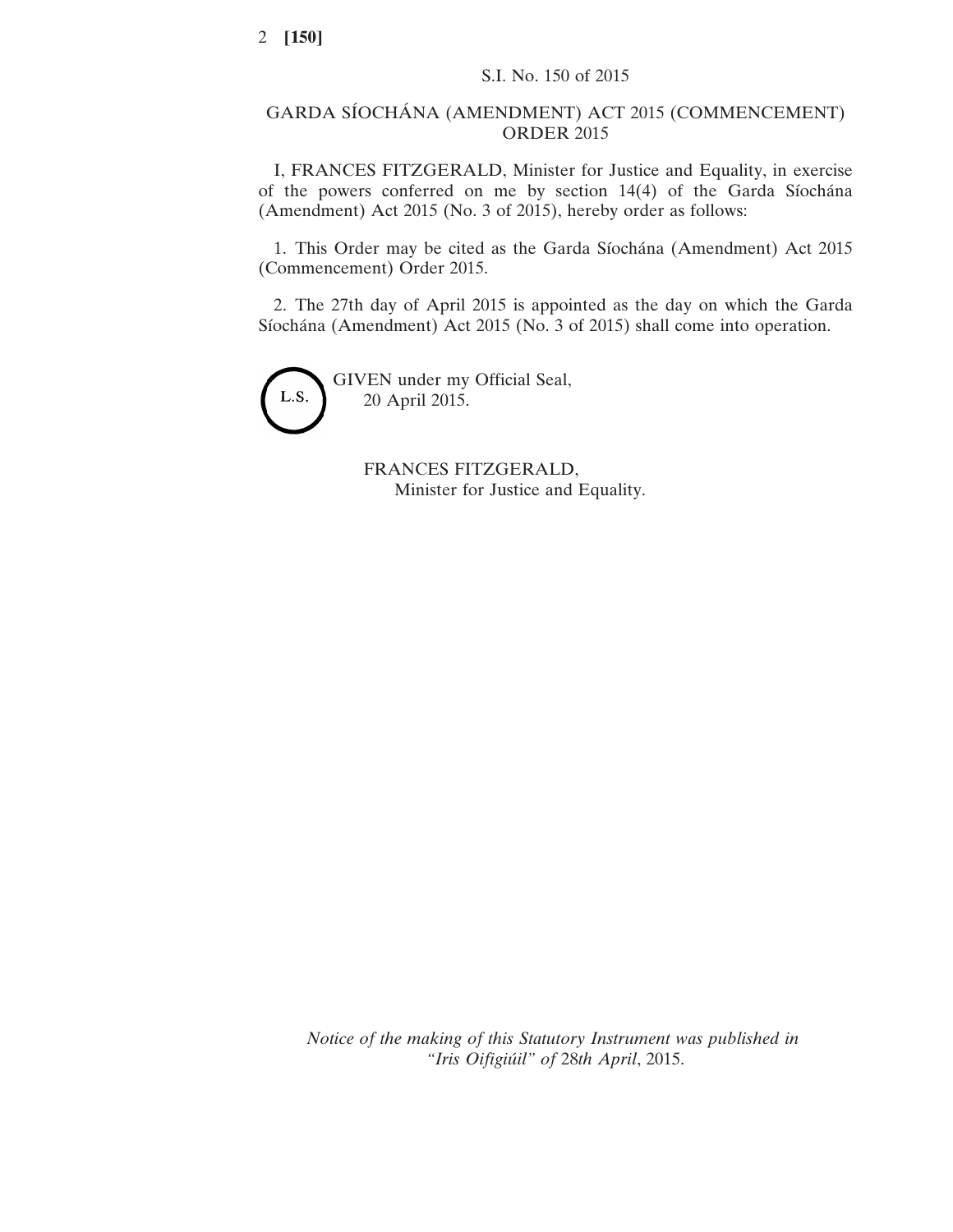S.I. No. 150 of 2015

# GARDA SÍOCHÁNA (AMENDMENT) ACT 2015 (COMMENCEMENT) ORDER 2015

I, FRANCES FITZGERALD, Minister for Justice and Equality, in exercise of the powers conferred on me by section 14(4) of the Garda Síochána (Amendment) Act 2015 (No. 3 of 2015), hereby order as follows:

1. This Order may be cited as the Garda Síochána (Amendment) Act 2015 (Commencement) Order 2015.

2. The 27th day of April 2015 is appointed as the day on which the Garda Síochána (Amendment) Act 2015 (No. 3 of 2015) shall come into operation.

L.S.

GIVEN under my Official Seal,
20 April 2015.

FRANCES FITZGERALD,
Minister for Justice and Equality.

*Notice of the making of this Statutory Instrument was published in "Iris Oifigiúil" of 28th April*, 2015.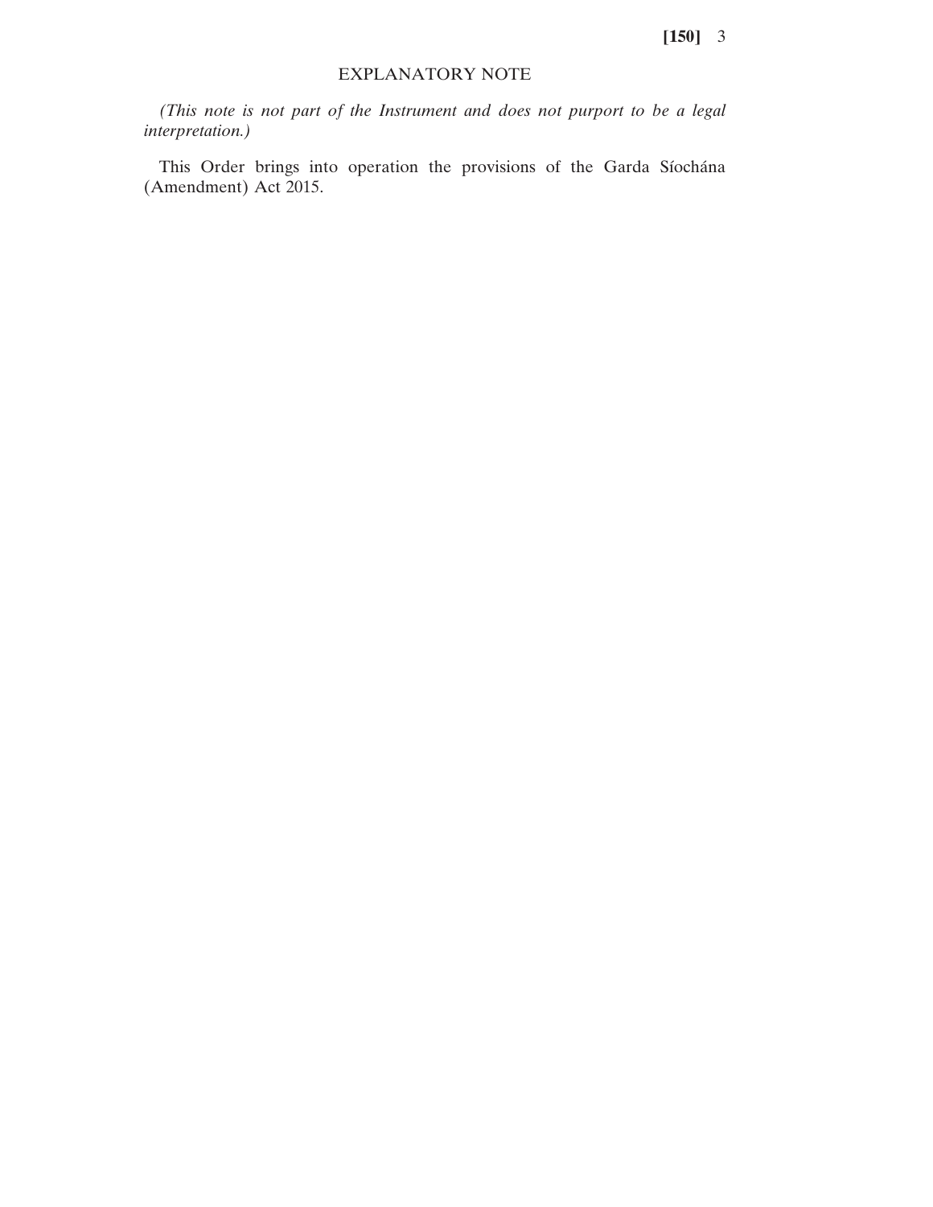## EXPLANATORY NOTE

*(This note is not part of the Instrument and does not purport to be a legal interpretation.)*

This Order brings into operation the provisions of the Garda Síochána (Amendment) Act 2015.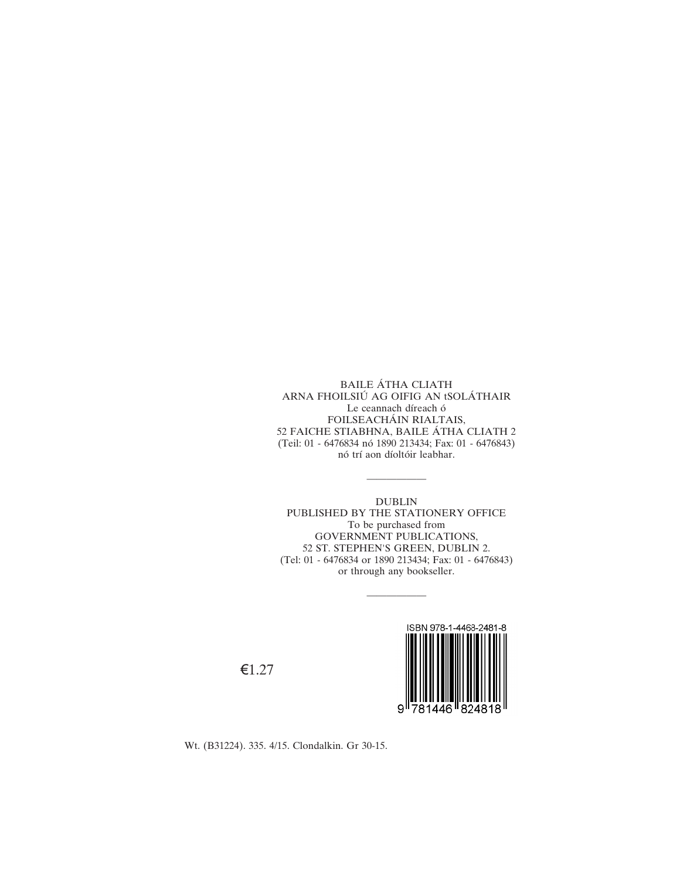BAILE ÁTHA CLIATH
ARNA FHOILSIÚ AG OIFIG AN tSOLÁTHAIR
Le ceannach díreach ó
FOILSEACHÁIN RIALTAIS,
52 FAICHE STIABHNA, BAILE ÁTHA CLIATH 2
(Teil: 01 - 6476834 nó 1890 213434; Fax: 01 - 6476843)
nó trí aon díoltóir leabhar.

---

DUBLIN
PUBLISHED BY THE STATIONERY OFFICE
To be purchased from
GOVERNMENT PUBLICATIONS,
52 ST. STEPHEN'S GREEN, DUBLIN 2.
(Tel: 01 - 6476834 or 1890 213434; Fax: 01 - 6476843)
or through any bookseller.

---

ISBN 978-1-4468-2481-8

9 781446 824818

€1.27

Wt. (B31224). 335. 4/15. Clondalkin. Gr 30-15.